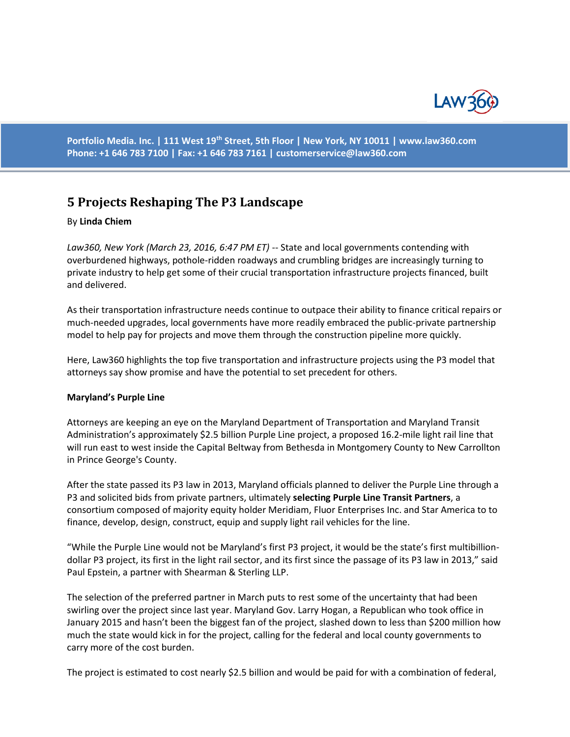# 5 Projects Reshaping The P3 Landscape

By **Linda Chiem**

*Law360, New York (March 23, 2016, 6:47 PM ET)* -- State and local governments contending with overburdened highways, pothole-ridden roadways and crumbling bridges are increasingly turning to private industry to help get some of their crucial transportation infrastructure projects financed, built and delivered.

As their transportation infrastructure needs continue to outpace their ability to finance critical repairs or much-needed upgrades, local governments have more readily embraced the public-private partnership model to help pay for projects and move them through the construction pipeline more quickly.

Here, Law360 highlights the top five transportation and infrastructure projects using the P3 model that attorneys say show promise and have the potential to set precedent for others.

**Maryland's Purple Line**

Attorneys are keeping an eye on the Maryland Department of Transportation and Maryland Transit Administration's approximately $2.5 billion Purple Line project, a proposed 16.2-mile light rail line that will run east to west inside the Capital Beltway from Bethesda in Montgomery County to New Carrollton in Prince George's County.

After the state passed its P3 law in 2013, Maryland officials planned to deliver the Purple Line through a P3 and solicited bids from private partners, ultimately **selecting Purple Line Transit Partners**, a consortium composed of majority equity holder Meridiam, Fluor Enterprises Inc. and Star America to to finance, develop, design, construct, equip and supply light rail vehicles for the line.

"While the Purple Line would not be Maryland's first P3 project, it would be the state's first multibillion-dollar P3 project, its first in the light rail sector, and its first since the passage of its P3 law in 2013," said Paul Epstein, a partner with Shearman & Sterling LLP.

The selection of the preferred partner in March puts to rest some of the uncertainty that had been swirling over the project since last year. Maryland Gov. Larry Hogan, a Republican who took office in January 2015 and hasn't been the biggest fan of the project, slashed down to less than $200 million how much the state would kick in for the project, calling for the federal and local county governments to carry more of the cost burden.

The project is estimated to cost nearly $2.5 billion and would be paid for with a combination of federal,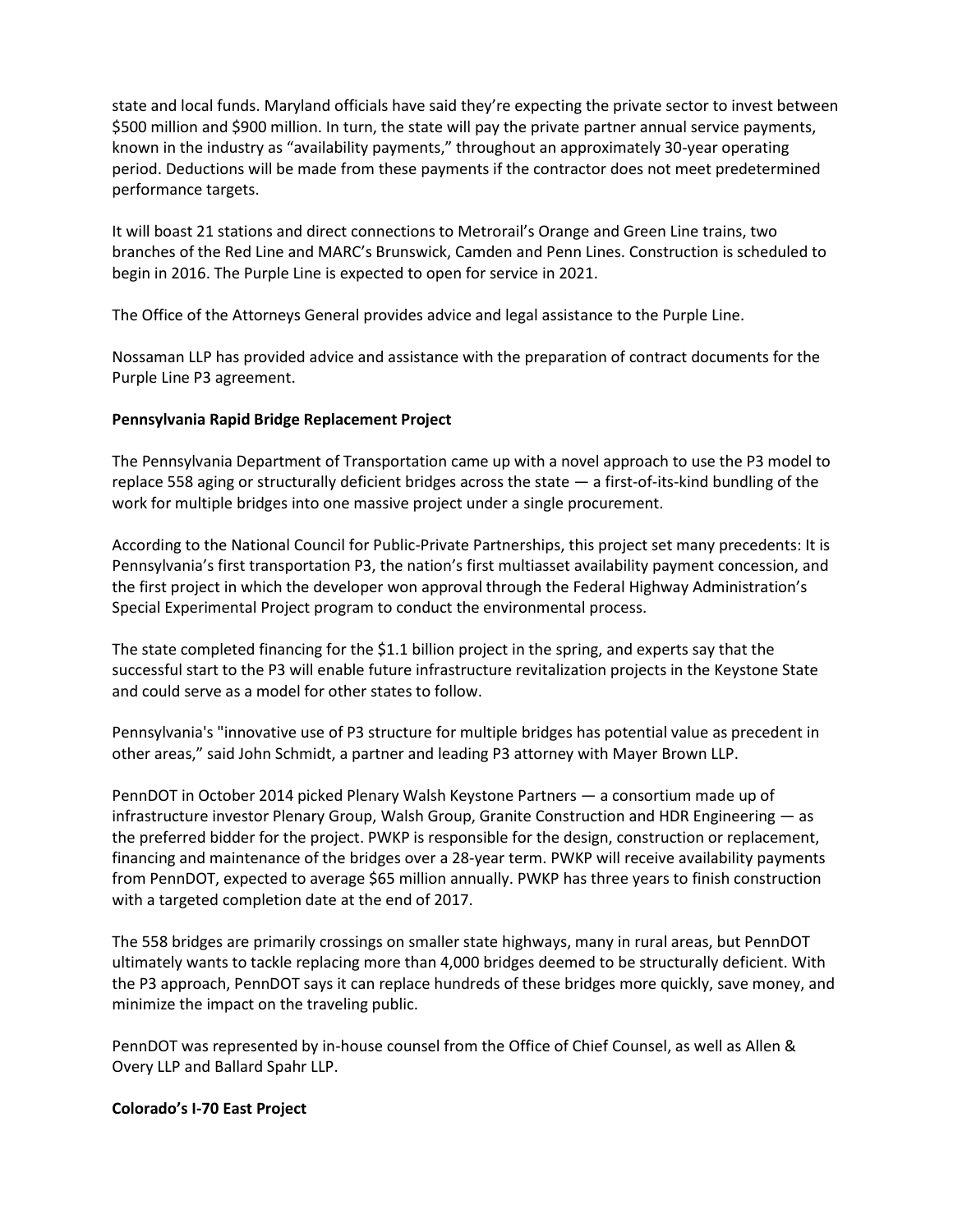state and local funds. Maryland officials have said they're expecting the private sector to invest between $500 million and $900 million. In turn, the state will pay the private partner annual service payments, known in the industry as "availability payments," throughout an approximately 30-year operating period. Deductions will be made from these payments if the contractor does not meet predetermined performance targets.

It will boast 21 stations and direct connections to Metrorail's Orange and Green Line trains, two branches of the Red Line and MARC's Brunswick, Camden and Penn Lines. Construction is scheduled to begin in 2016. The Purple Line is expected to open for service in 2021.

The Office of the Attorneys General provides advice and legal assistance to the Purple Line.

Nossaman LLP has provided advice and assistance with the preparation of contract documents for the Purple Line P3 agreement.

**Pennsylvania Rapid Bridge Replacement Project**

The Pennsylvania Department of Transportation came up with a novel approach to use the P3 model to replace 558 aging or structurally deficient bridges across the state — a first-of-its-kind bundling of the work for multiple bridges into one massive project under a single procurement.

According to the National Council for Public-Private Partnerships, this project set many precedents: It is Pennsylvania's first transportation P3, the nation's first multiasset availability payment concession, and the first project in which the developer won approval through the Federal Highway Administration's Special Experimental Project program to conduct the environmental process.

The state completed financing for the $1.1 billion project in the spring, and experts say that the successful start to the P3 will enable future infrastructure revitalization projects in the Keystone State and could serve as a model for other states to follow.

Pennsylvania's "innovative use of P3 structure for multiple bridges has potential value as precedent in other areas," said John Schmidt, a partner and leading P3 attorney with Mayer Brown LLP.

PennDOT in October 2014 picked Plenary Walsh Keystone Partners — a consortium made up of infrastructure investor Plenary Group, Walsh Group, Granite Construction and HDR Engineering — as the preferred bidder for the project. PWKP is responsible for the design, construction or replacement, financing and maintenance of the bridges over a 28-year term. PWKP will receive availability payments from PennDOT, expected to average $65 million annually. PWKP has three years to finish construction with a targeted completion date at the end of 2017.

The 558 bridges are primarily crossings on smaller state highways, many in rural areas, but PennDOT ultimately wants to tackle replacing more than 4,000 bridges deemed to be structurally deficient. With the P3 approach, PennDOT says it can replace hundreds of these bridges more quickly, save money, and minimize the impact on the traveling public.

PennDOT was represented by in-house counsel from the Office of Chief Counsel, as well as Allen & Overy LLP and Ballard Spahr LLP.

**Colorado's I-70 East Project**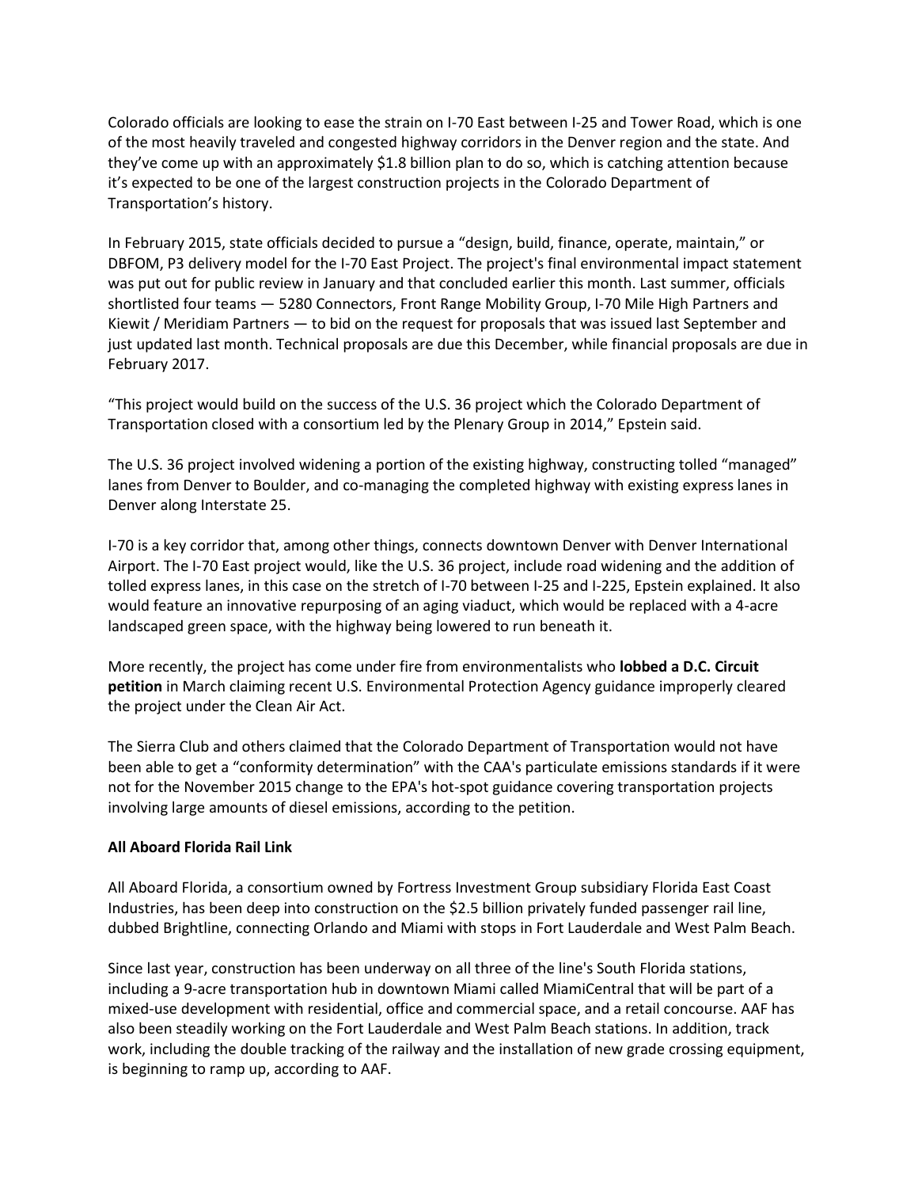Colorado officials are looking to ease the strain on I-70 East between I-25 and Tower Road, which is one of the most heavily traveled and congested highway corridors in the Denver region and the state. And they've come up with an approximately $1.8 billion plan to do so, which is catching attention because it's expected to be one of the largest construction projects in the Colorado Department of Transportation's history.

In February 2015, state officials decided to pursue a "design, build, finance, operate, maintain," or DBFOM, P3 delivery model for the I-70 East Project. The project's final environmental impact statement was put out for public review in January and that concluded earlier this month. Last summer, officials shortlisted four teams — 5280 Connectors, Front Range Mobility Group, I-70 Mile High Partners and Kiewit / Meridiam Partners — to bid on the request for proposals that was issued last September and just updated last month. Technical proposals are due this December, while financial proposals are due in February 2017.

"This project would build on the success of the U.S. 36 project which the Colorado Department of Transportation closed with a consortium led by the Plenary Group in 2014," Epstein said.

The U.S. 36 project involved widening a portion of the existing highway, constructing tolled "managed" lanes from Denver to Boulder, and co-managing the completed highway with existing express lanes in Denver along Interstate 25.

I-70 is a key corridor that, among other things, connects downtown Denver with Denver International Airport. The I-70 East project would, like the U.S. 36 project, include road widening and the addition of tolled express lanes, in this case on the stretch of I-70 between I-25 and I-225, Epstein explained. It also would feature an innovative repurposing of an aging viaduct, which would be replaced with a 4-acre landscaped green space, with the highway being lowered to run beneath it.

More recently, the project has come under fire from environmentalists who **lobbed a D.C. Circuit petition** in March claiming recent U.S. Environmental Protection Agency guidance improperly cleared the project under the Clean Air Act.

The Sierra Club and others claimed that the Colorado Department of Transportation would not have been able to get a "conformity determination" with the CAA's particulate emissions standards if it were not for the November 2015 change to the EPA's hot-spot guidance covering transportation projects involving large amounts of diesel emissions, according to the petition.

**All Aboard Florida Rail Link**

All Aboard Florida, a consortium owned by Fortress Investment Group subsidiary Florida East Coast Industries, has been deep into construction on the $2.5 billion privately funded passenger rail line, dubbed Brightline, connecting Orlando and Miami with stops in Fort Lauderdale and West Palm Beach.

Since last year, construction has been underway on all three of the line's South Florida stations, including a 9-acre transportation hub in downtown Miami called MiamiCentral that will be part of a mixed-use development with residential, office and commercial space, and a retail concourse. AAF has also been steadily working on the Fort Lauderdale and West Palm Beach stations. In addition, track work, including the double tracking of the railway and the installation of new grade crossing equipment, is beginning to ramp up, according to AAF.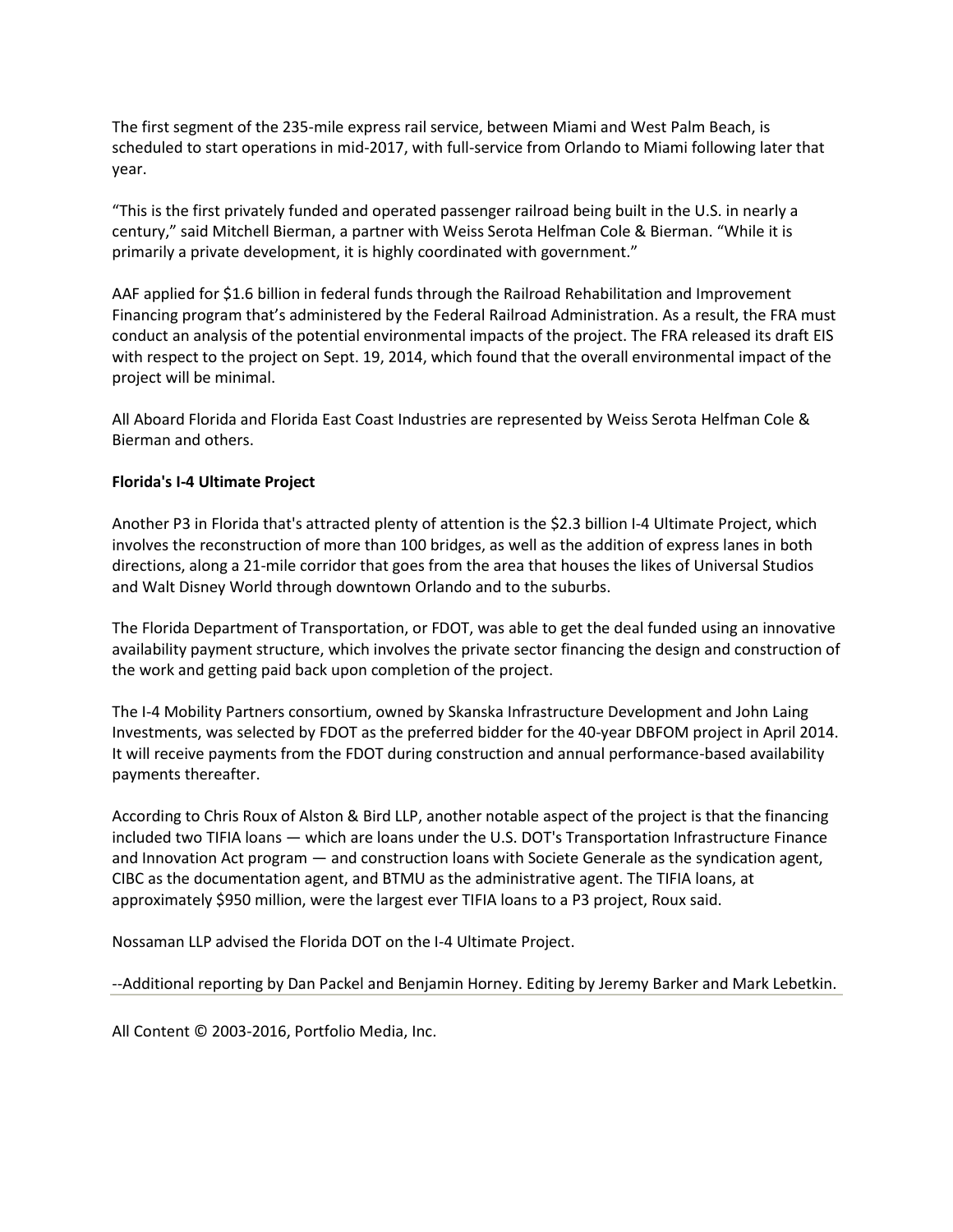The first segment of the 235-mile express rail service, between Miami and West Palm Beach, is scheduled to start operations in mid-2017, with full-service from Orlando to Miami following later that year.

"This is the first privately funded and operated passenger railroad being built in the U.S. in nearly a century," said Mitchell Bierman, a partner with Weiss Serota Helfman Cole & Bierman. "While it is primarily a private development, it is highly coordinated with government."

AAF applied for $1.6 billion in federal funds through the Railroad Rehabilitation and Improvement Financing program that's administered by the Federal Railroad Administration. As a result, the FRA must conduct an analysis of the potential environmental impacts of the project. The FRA released its draft EIS with respect to the project on Sept. 19, 2014, which found that the overall environmental impact of the project will be minimal.

All Aboard Florida and Florida East Coast Industries are represented by Weiss Serota Helfman Cole & Bierman and others.

**Florida's I-4 Ultimate Project**

Another P3 in Florida that's attracted plenty of attention is the $2.3 billion I-4 Ultimate Project, which involves the reconstruction of more than 100 bridges, as well as the addition of express lanes in both directions, along a 21-mile corridor that goes from the area that houses the likes of Universal Studios and Walt Disney World through downtown Orlando and to the suburbs.

The Florida Department of Transportation, or FDOT, was able to get the deal funded using an innovative availability payment structure, which involves the private sector financing the design and construction of the work and getting paid back upon completion of the project.

The I-4 Mobility Partners consortium, owned by Skanska Infrastructure Development and John Laing Investments, was selected by FDOT as the preferred bidder for the 40-year DBFOM project in April 2014. It will receive payments from the FDOT during construction and annual performance-based availability payments thereafter.

According to Chris Roux of Alston & Bird LLP, another notable aspect of the project is that the financing included two TIFIA loans — which are loans under the U.S. DOT's Transportation Infrastructure Finance and Innovation Act program — and construction loans with Societe Generale as the syndication agent, CIBC as the documentation agent, and BTMU as the administrative agent. The TIFIA loans, at approximately $950 million, were the largest ever TIFIA loans to a P3 project, Roux said.

Nossaman LLP advised the Florida DOT on the I-4 Ultimate Project.

--Additional reporting by Dan Packel and Benjamin Horney. Editing by Jeremy Barker and Mark Lebetkin.

All Content © 2003-2016, Portfolio Media, Inc.